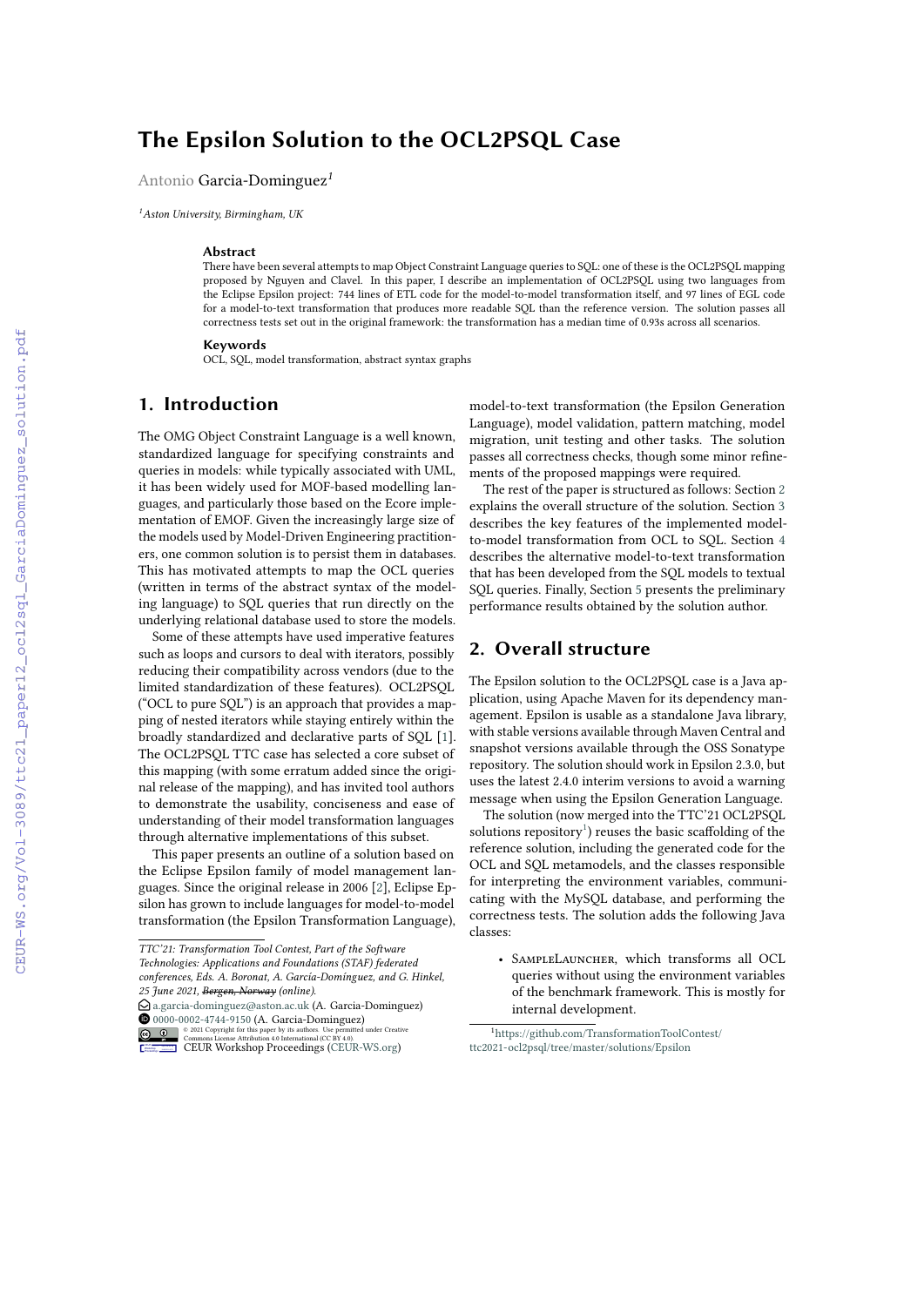# The Epsilon Solution to the OCL2PSQL Case

Antonio Garcia-Dominguez[1]

[1]Aston University, Birmingham, UK

### Abstract

There have been several attempts to map Object Constraint Language queries to SQL: one of these is the OCL2PSQL mapping proposed by Nguyen and Clavel. In this paper, I describe an implementation of OCL2PSQL using two languages from the Eclipse Epsilon project: 744 lines of ETL code for the model-to-model transformation itself, and 97 lines of EGL code for a model-to-text transformation that produces more readable SQL than the reference version. The solution passes all correctness tests set out in the original framework: the transformation has a median time of 0.93s across all scenarios.

### Keywords

OCL, SQL, model transformation, abstract syntax graphs

## 1. Introduction

The OMG Object Constraint Language is a well known, standardized language for specifying constraints and queries in models: while typically associated with UML, it has been widely used for MOF-based modelling languages, and particularly those based on the Ecore implementation of EMOF. Given the increasingly large size of the models used by Model-Driven Engineering practitioners, one common solution is to persist them in databases. This has motivated attempts to map the OCL queries (written in terms of the abstract syntax of the modeling language) to SQL queries that run directly on the underlying relational database used to store the models.

Some of these attempts have used imperative features such as loops and cursors to deal with iterators, possibly reducing their compatibility across vendors (due to the limited standardization of these features). OCL2PSQL ("OCL to pure SQL") is an approach that provides a mapping of nested iterators while staying entirely within the broadly standardized and declarative parts of SQL [1]. The OCL2PSQL TTC case has selected a core subset of this mapping (with some erratum added since the original release of the mapping), and has invited tool authors to demonstrate the usability, conciseness and ease of understanding of their model transformation languages through alternative implementations of this subset.

This paper presents an outline of a solution based on the Eclipse Epsilon family of model management languages. Since the original release in 2006 [2], Eclipse Epsilon has grown to include languages for model-to-model transformation (the Epsilon Transformation Language), model-to-text transformation (the Epsilon Generation Language), model validation, pattern matching, model migration, unit testing and other tasks. The solution passes all correctness checks, though some minor refinements of the proposed mappings were required.

The rest of the paper is structured as follows: Section 2 explains the overall structure of the solution. Section 3 describes the key features of the implemented model-to-model transformation from OCL to SQL. Section 4 describes the alternative model-to-text transformation that has been developed from the SQL models to textual SQL queries. Finally, Section 5 presents the preliminary performance results obtained by the solution author.

## 2. Overall structure

The Epsilon solution to the OCL2PSQL case is a Java application, using Apache Maven for its dependency management. Epsilon is usable as a standalone Java library, with stable versions available through Maven Central and snapshot versions available through the OSS Sonatype repository. The solution should work in Epsilon 2.3.0, but uses the latest 2.4.0 interim versions to avoid a warning message when using the Epsilon Generation Language.

The solution (now merged into the TTC'21 OCL2PSQL solutions repository[1]) reuses the basic scaffolding of the reference solution, including the generated code for the OCL and SQL metamodels, and the classes responsible for interpreting the environment variables, communicating with the MySQL database, and performing the correctness tests. The solution adds the following Java classes:

- SampleLauncher, which transforms all OCL queries without using the environment variables of the benchmark framework. This is mostly for internal development.

[1]https://github.com/TransformationToolContest/ttc2021-ocl2psql/tree/master/solutions/Epsilon

*TTC'21: Transformation Tool Contest, Part of the Software Technologies: Applications and Foundations (STAF) federated conferences, Eds. A. Boronat, A. García-Domínguez, and G. Hinkel, 25 June 2021, ~~Bergen, Norway~~ (online).*

a.garcia-dominguez@aston.ac.uk (A. Garcia-Dominguez)

0000-0002-4744-9150 (A. Garcia-Dominguez)

© 2021 Copyright for this paper by its authors. Use permitted under Creative Commons License Attribution 4.0 International (CC BY 4.0).

CEUR Workshop Proceedings (CEUR-WS.org)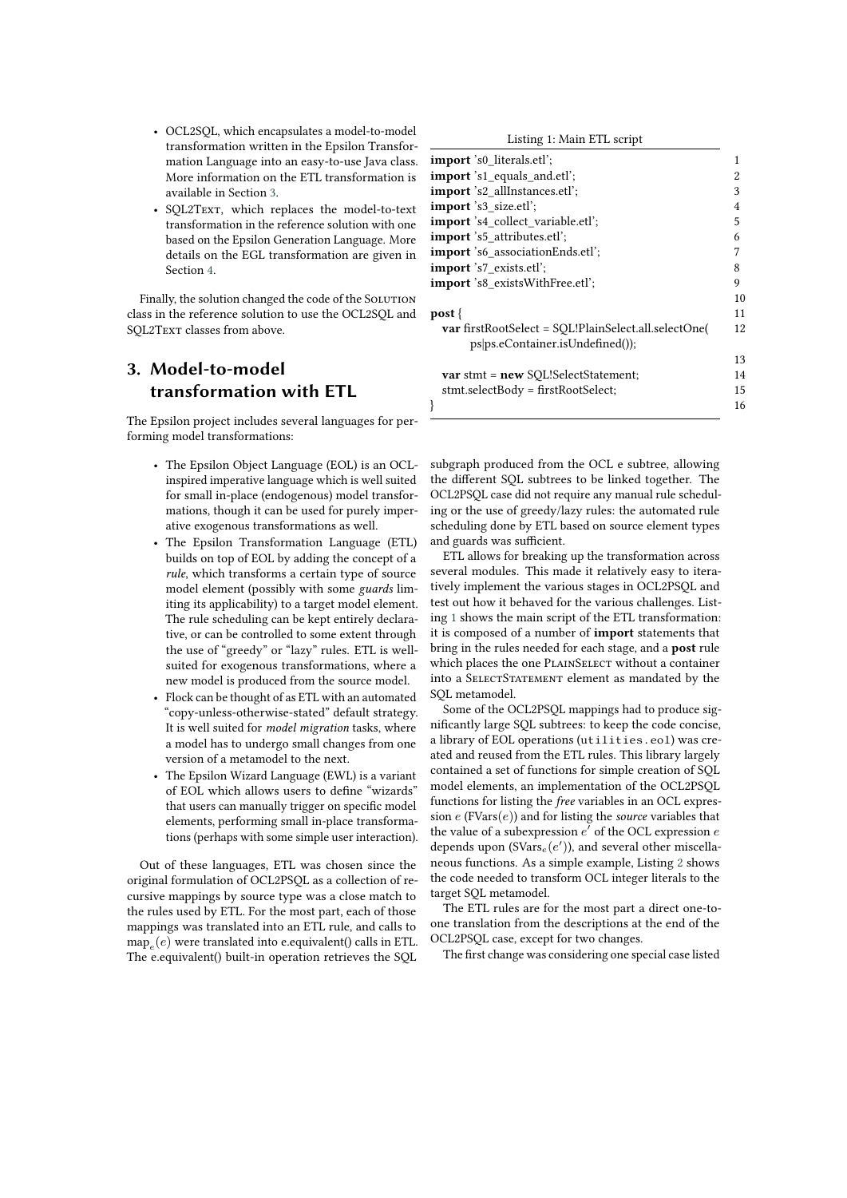- OCL2SQL, which encapsulates a model-to-model transformation written in the Epsilon Transformation Language into an easy-to-use Java class. More information on the ETL transformation is available in Section 3.
- SQL2Text, which replaces the model-to-text transformation in the reference solution with one based on the Epsilon Generation Language. More details on the EGL transformation are given in Section 4.

Finally, the solution changed the code of the Solution class in the reference solution to use the OCL2SQL and SQL2Text classes from above.

## 3. Model-to-model transformation with ETL

The Epsilon project includes several languages for performing model transformations:

- The Epsilon Object Language (EOL) is an OCL-inspired imperative language which is well suited for small in-place (endogenous) model transformations, though it can be used for purely imperative exogenous transformations as well.
- The Epsilon Transformation Language (ETL) builds on top of EOL by adding the concept of a *rule*, which transforms a certain type of source model element (possibly with some *guards* limiting its applicability) to a target model element. The rule scheduling can be kept entirely declarative, or can be controlled to some extent through the use of "greedy" or "lazy" rules. ETL is well-suited for exogenous transformations, where a new model is produced from the source model.
- Flock can be thought of as ETL with an automated "copy-unless-otherwise-stated" default strategy. It is well suited for *model migration* tasks, where a model has to undergo small changes from one version of a metamodel to the next.
- The Epsilon Wizard Language (EWL) is a variant of EOL which allows users to define "wizards" that users can manually trigger on specific model elements, performing small in-place transformations (perhaps with some simple user interaction).

Out of these languages, ETL was chosen since the original formulation of OCL2PSQL as a collection of recursive mappings by source type was a close match to the rules used by ETL. For the most part, each of those mappings was translated into an ETL rule, and calls to $\mathrm{map}_e(e)$ were translated into e.equivalent() calls in ETL. The e.equivalent() built-in operation retrieves the SQL subgraph produced from the OCL e subtree, allowing the different SQL subtrees to be linked together. The OCL2PSQL case did not require any manual rule scheduling or the use of greedy/lazy rules: the automated rule scheduling done by ETL based on source element types and guards was sufficient.

Listing 1: Main ETL script

```
import 's0_literals.etl';
import 's1_equals_and.etl';
import 's2_allInstances.etl';
import 's3_size.etl';
import 's4_collect_variable.etl';
import 's5_attributes.etl';
import 's6_associationEnds.etl';
import 's7_exists.etl';
import 's8_existsWithFree.etl';

post {
  var firstRootSelect = SQL!PlainSelect.all.selectOne(
        ps|ps.eContainer.isUndefined());

  var stmt = new SQL!SelectStatement;
  stmt.selectBody = firstRootSelect;
}
```

ETL allows for breaking up the transformation across several modules. This made it relatively easy to iteratively implement the various stages in OCL2PSQL and test out how it behaved for the various challenges. Listing 1 shows the main script of the ETL transformation: it is composed of a number of **import** statements that bring in the rules needed for each stage, and a **post** rule which places the one PlainSelect without a container into a SelectStatement element as mandated by the SQL metamodel.

Some of the OCL2PSQL mappings had to produce significantly large SQL subtrees: to keep the code concise, a library of EOL operations (`utilities.eol`) was created and reused from the ETL rules. This library largely contained a set of functions for simple creation of SQL model elements, an implementation of the OCL2PSQL functions for listing the *free* variables in an OCL expression $e$ ($\mathrm{FVars}(e)$) and for listing the *source* variables that the value of a subexpression $e'$ of the OCL expression $e$ depends upon ($\mathrm{SVars}_e(e')$), and several other miscellaneous functions. As a simple example, Listing 2 shows the code needed to transform OCL integer literals to the target SQL metamodel.

The ETL rules are for the most part a direct one-to-one translation from the descriptions at the end of the OCL2PSQL case, except for two changes.

The first change was considering one special case listed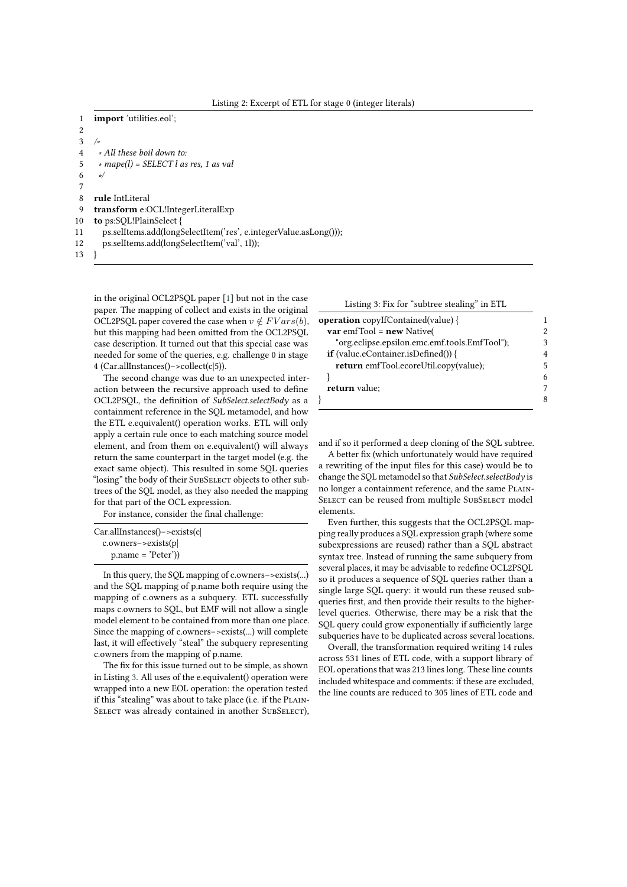Listing 2: Excerpt of ETL for stage 0 (integer literals)

```
import 'utilities.eol';

/*
 * All these boil down to:
 * mape(l) = SELECT l as res, 1 as val
 */

rule IntLiteral
transform e:OCL!IntegerLiteralExp
to ps:SQL!PlainSelect {
  ps.selItems.add(longSelectItem('res', e.integerValue.asLong()));
  ps.selItems.add(longSelectItem('val', 1l));
}
```

in the original OCL2PSQL paper [1] but not in the case paper. The mapping of collect and exists in the original OCL2PSQL paper covered the case when $v \notin FVars(b)$, but this mapping had been omitted from the OCL2PSQL case description. It turned out that this special case was needed for some of the queries, e.g. challenge 0 in stage 4 (Car.allInstances()–>collect(c|5)).

The second change was due to an unexpected interaction between the recursive approach used to define OCL2PSQL, the definition of *SubSelect.selectBody* as a containment reference in the SQL metamodel, and how the ETL e.equivalent() operation works. ETL will only apply a certain rule once to each matching source model element, and from them on e.equivalent() will always return the same counterpart in the target model (e.g. the exact same object). This resulted in some SQL queries "losing" the body of their SubSelect objects to other subtrees of the SQL model, as they also needed the mapping for that part of the OCL expression.

For instance, consider the final challenge:

```
Car.allInstances()–>exists(c|
  c.owners–>exists(p|
    p.name = 'Peter'))
```

In this query, the SQL mapping of c.owners–>exists(...) and the SQL mapping of p.name both require using the mapping of c.owners as a subquery. ETL successfully maps c.owners to SQL, but EMF will not allow a single model element to be contained from more than one place. Since the mapping of c.owners–>exists(...) will complete last, it will effectively "steal" the subquery representing c.owners from the mapping of p.name.

The fix for this issue turned out to be simple, as shown in Listing 3. All uses of the e.equivalent() operation were wrapped into a new EOL operation: the operation tested if this "stealing" was about to take place (i.e. if the PlainSelect was already contained in another SubSelect), and if so it performed a deep cloning of the SQL subtree.

Listing 3: Fix for "subtree stealing" in ETL

```
operation copyIfContained(value) {
  var emfTool = new Native(
    "org.eclipse.epsilon.emc.emf.tools.EmfTool");
  if (value.eContainer.isDefined()) {
    return emfTool.ecoreUtil.copy(value);
  }
  return value;
}
```

A better fix (which unfortunately would have required a rewriting of the input files for this case) would be to change the SQL metamodel so that *SubSelect.selectBody* is no longer a containment reference, and the same PlainSelect can be reused from multiple SubSelect model elements.

Even further, this suggests that the OCL2PSQL mapping really produces a SQL expression graph (where some subexpressions are reused) rather than a SQL abstract syntax tree. Instead of running the same subquery from several places, it may be advisable to redefine OCL2PSQL so it produces a sequence of SQL queries rather than a single large SQL query: it would run these reused subqueries first, and then provide their results to the higher-level queries. Otherwise, there may be a risk that the SQL query could grow exponentially if sufficiently large subqueries have to be duplicated across several locations.

Overall, the transformation required writing 14 rules across 531 lines of ETL code, with a support library of EOL operations that was 213 lines long. These line counts included whitespace and comments: if these are excluded, the line counts are reduced to 305 lines of ETL code and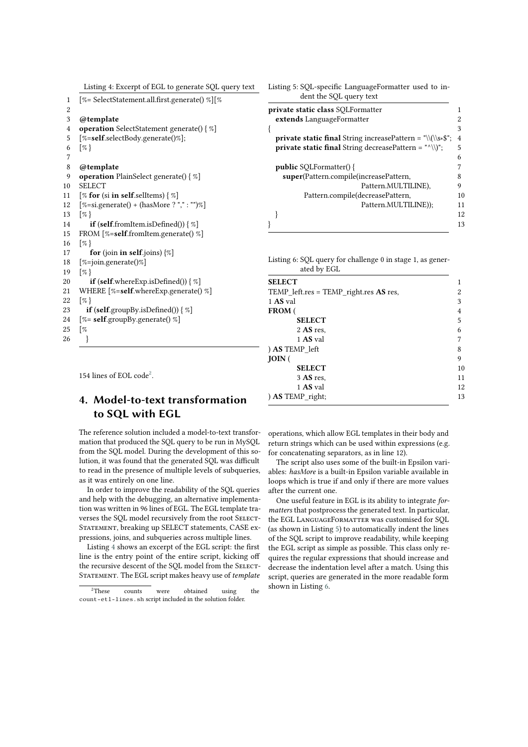Listing 4: Excerpt of EGL to generate SQL query text

```
[%= SelectStatement.all.first.generate() %][%

@template
operation SelectStatement generate() { %]
[%=self.selectBody.generate()%];
[% }

@template
operation PlainSelect generate() { %]
SELECT
[% for (si in self.selItems) { %]
[%=si.generate() + (hasMore ? "," : "")%]
[% }
    if (self.fromItem.isDefined()) { %]
FROM [%=self.fromItem.generate() %]
[% }
    for (join in self.joins) {%]
[%=join.generate()%]
[% }
    if (self.whereExp.isDefined()) { %]
WHERE [%=self.whereExp.generate() %]
[% }
   if (self.groupBy.isDefined()) { %]
[%= self.groupBy.generate() %]
[%
   }
```

154 lines of EOL code[2].

## 4. Model-to-text transformation to SQL with EGL

The reference solution included a model-to-text transformation that produced the SQL query to be run in MySQL from the SQL model. During the development of this solution, it was found that the generated SQL was difficult to read in the presence of multiple levels of subqueries, as it was entirely on one line.

In order to improve the readability of the SQL queries and help with the debugging, an alternative implementation was written in 96 lines of EGL. The EGL template traverses the SQL model recursively from the root SelectStatement, breaking up SELECT statements, CASE expressions, joins, and subqueries across multiple lines.

Listing 4 shows an excerpt of the EGL script: the first line is the entry point of the entire script, kicking off the recursive descent of the SQL model from the SelectStatement. The EGL script makes heavy use of *template* operations, which allow EGL templates in their body and return strings which can be used within expressions (e.g. for concatenating separators, as in line 12).

The script also uses some of the built-in Epsilon variables: *hasMore* is a built-in Epsilon variable available in loops which is true if and only if there are more values after the current one.

One useful feature in EGL is its ability to integrate *formatters* that postprocess the generated text. In particular, the EGL LanguageFormatter was customised for SQL (as shown in Listing 5) to automatically indent the lines of the SQL script to improve readability, while keeping the EGL script as simple as possible. This class only requires the regular expressions that should increase and decrease the indentation level after a match. Using this script, queries are generated in the more readable form shown in Listing 6.

Listing 5: SQL-specific LanguageFormatter used to indent the SQL query text

```
private static class SQLFormatter
  extends LanguageFormatter
{
  private static final String increasePattern = "\\(\\s*$";
  private static final String decreasePattern = "^\\)";

  public SQLFormatter() {
    super(Pattern.compile(increasePattern,
                          Pattern.MULTILINE),
          Pattern.compile(decreasePattern,
                          Pattern.MULTILINE));
  }
}
```

Listing 6: SQL query for challenge 0 in stage 1, as generated by EGL

```
SELECT
TEMP_left.res = TEMP_right.res AS res,
1 AS val
FROM (
        SELECT
        2 AS res,
        1 AS val
) AS TEMP_left
JOIN (
        SELECT
        3 AS res,
        1 AS val
) AS TEMP_right;
```

[2] These counts were obtained using the `count-etl-lines.sh` script included in the solution folder.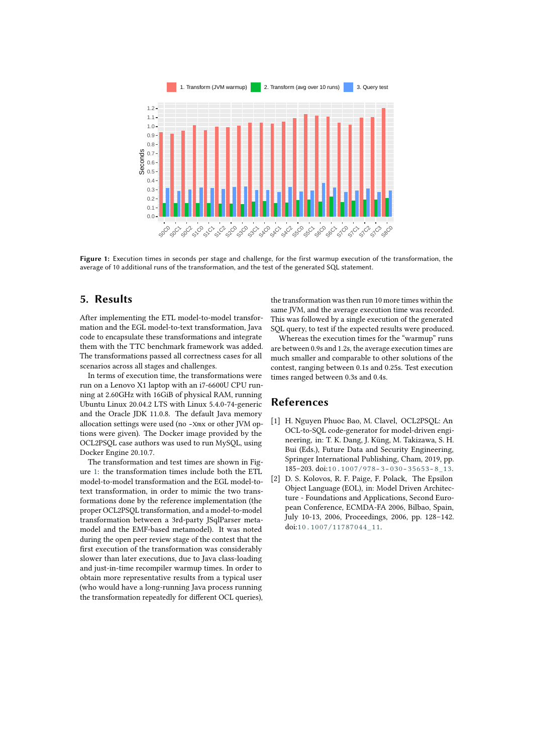1. Transform (JVM warmup) 2. Transform (avg over 10 runs) 3. Query test

Seconds

0.0 0.1 0.2 0.3 0.4 0.5 0.6 0.7 0.8 0.9 1.0 1.1 1.2

S0C0 S0C1 S0C2 S1C0 S1C1 S1C2 S2C0 S3C0 S3C1 S4C0 S4C1 S4C2 S5C0 S5C1 S6C0 S6C1 S7C0 S7C1 S7C2 S7C3 S8C0

**Figure 1:** Execution times in seconds per stage and challenge, for the first warmup execution of the transformation, the average of 10 additional runs of the transformation, and the test of the generated SQL statement.

## 5. Results

After implementing the ETL model-to-model transformation and the EGL model-to-text transformation, Java code to encapsulate these transformations and integrate them with the TTC benchmark framework was added. The transformations passed all correctness cases for all scenarios across all stages and challenges.

In terms of execution time, the transformations were run on a Lenovo X1 laptop with an i7-6600U CPU running at 2.60GHz with 16GiB of physical RAM, running Ubuntu Linux 20.04.2 LTS with Linux 5.4.0-74-generic and the Oracle JDK 11.0.8. The default Java memory allocation settings were used (no `-Xmx` or other JVM options were given). The Docker image provided by the OCL2PSQL case authors was used to run MySQL, using Docker Engine 20.10.7.

The transformation and test times are shown in Figure 1: the transformation times include both the ETL model-to-model transformation and the EGL model-to-text transformation, in order to mimic the two transformations done by the reference implementation (the proper OCL2PSQL transformation, and a model-to-model transformation between a 3rd-party JSqlParser metamodel and the EMF-based metamodel). It was noted during the open peer review stage of the contest that the first execution of the transformation was considerably slower than later executions, due to Java class-loading and just-in-time recompiler warmup times. In order to obtain more representative results from a typical user (who would have a long-running Java process running the transformation repeatedly for different OCL queries), the transformation was then run 10 more times within the same JVM, and the average execution time was recorded. This was followed by a single execution of the generated SQL query, to test if the expected results were produced.

Whereas the execution times for the "warmup" runs are between 0.9s and 1.2s, the average execution times are much smaller and comparable to other solutions of the contest, ranging between 0.1s and 0.25s. Test execution times ranged between 0.3s and 0.4s.

## References

[1] H. Nguyen Phuoc Bao, M. Clavel, OCL2PSQL: An OCL-to-SQL code-generator for model-driven engineering, in: T. K. Dang, J. Küng, M. Takizawa, S. H. Bui (Eds.), Future Data and Security Engineering, Springer International Publishing, Cham, 2019, pp. 185–203. doi:10.1007/978-3-030-35653-8_13.

[2] D. S. Kolovos, R. F. Paige, F. Polack, The Epsilon Object Language (EOL), in: Model Driven Architecture - Foundations and Applications, Second European Conference, ECMDA-FA 2006, Bilbao, Spain, July 10-13, 2006, Proceedings, 2006, pp. 128–142. doi:10.1007/11787044_11.